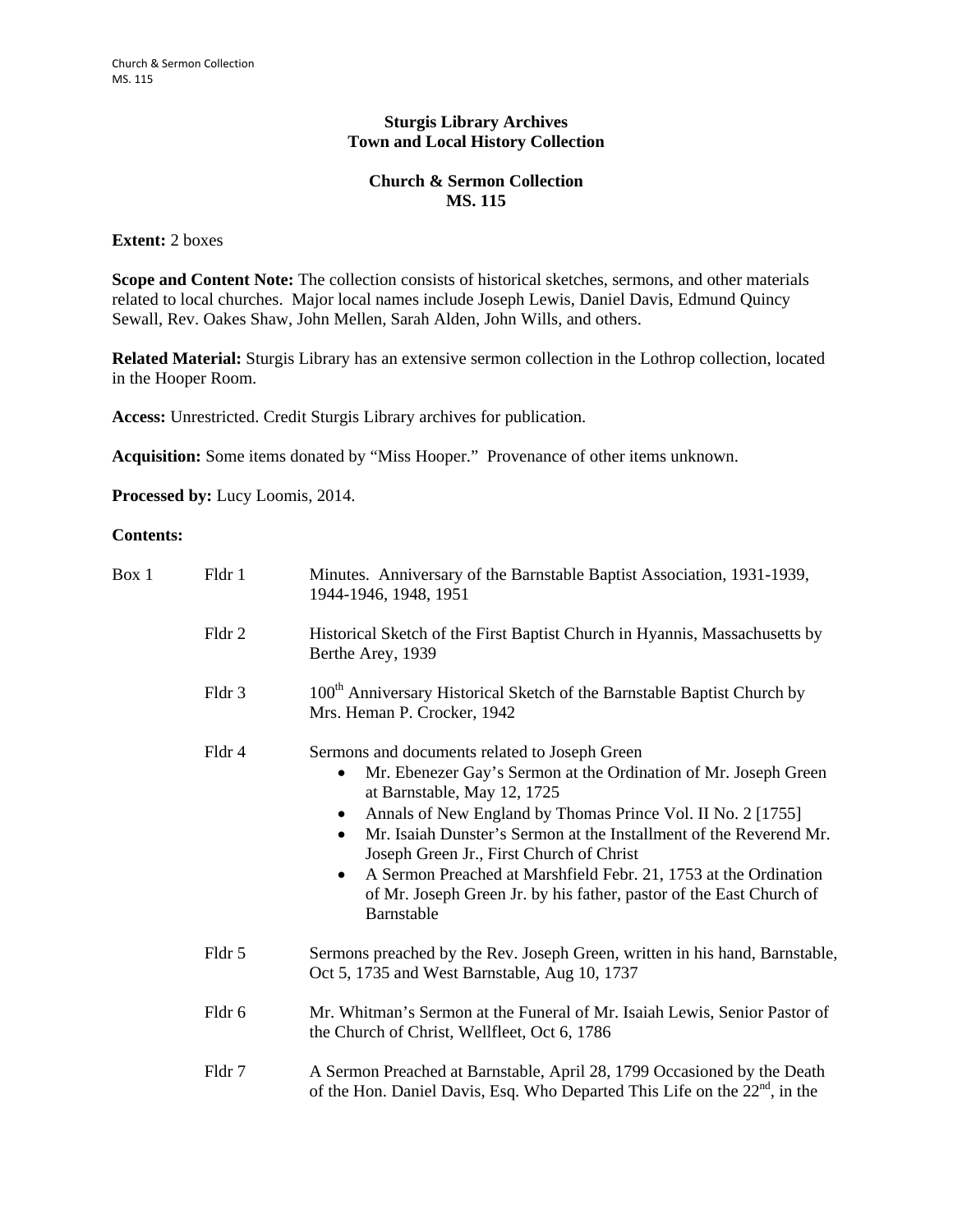**Sturgis Library Archives**
**Town and Local History Collection**

**Church & Sermon Collection**
**MS. 115**

**Extent:** 2 boxes

**Scope and Content Note:** The collection consists of historical sketches, sermons, and other materials related to local churches. Major local names include Joseph Lewis, Daniel Davis, Edmund Quincy Sewall, Rev. Oakes Shaw, John Mellen, Sarah Alden, John Wills, and others.

**Related Material:** Sturgis Library has an extensive sermon collection in the Lothrop collection, located in the Hooper Room.

**Access:** Unrestricted. Credit Sturgis Library archives for publication.

**Acquisition:** Some items donated by "Miss Hooper." Provenance of other items unknown.

**Processed by:** Lucy Loomis, 2014.

**Contents:**

| | | |
|---|---|---|
| Box 1 | Fldr 1 | Minutes. Anniversary of the Barnstable Baptist Association, 1931-1939, 1944-1946, 1948, 1951 |
| | Fldr 2 | Historical Sketch of the First Baptist Church in Hyannis, Massachusetts by Berthe Arey, 1939 |
| | Fldr 3 | 100th Anniversary Historical Sketch of the Barnstable Baptist Church by Mrs. Heman P. Crocker, 1942 |
| | Fldr 4 | Sermons and documents related to Joseph Green<br>• Mr. Ebenezer Gay's Sermon at the Ordination of Mr. Joseph Green at Barnstable, May 12, 1725<br>• Annals of New England by Thomas Prince Vol. II No. 2 [1755]<br>• Mr. Isaiah Dunster's Sermon at the Installment of the Reverend Mr. Joseph Green Jr., First Church of Christ<br>• A Sermon Preached at Marshfield Febr. 21, 1753 at the Ordination of Mr. Joseph Green Jr. by his father, pastor of the East Church of Barnstable |
| | Fldr 5 | Sermons preached by the Rev. Joseph Green, written in his hand, Barnstable, Oct 5, 1735 and West Barnstable, Aug 10, 1737 |
| | Fldr 6 | Mr. Whitman's Sermon at the Funeral of Mr. Isaiah Lewis, Senior Pastor of the Church of Christ, Wellfleet, Oct 6, 1786 |
| | Fldr 7 | A Sermon Preached at Barnstable, April 28, 1799 Occasioned by the Death of the Hon. Daniel Davis, Esq. Who Departed This Life on the 22nd, in the |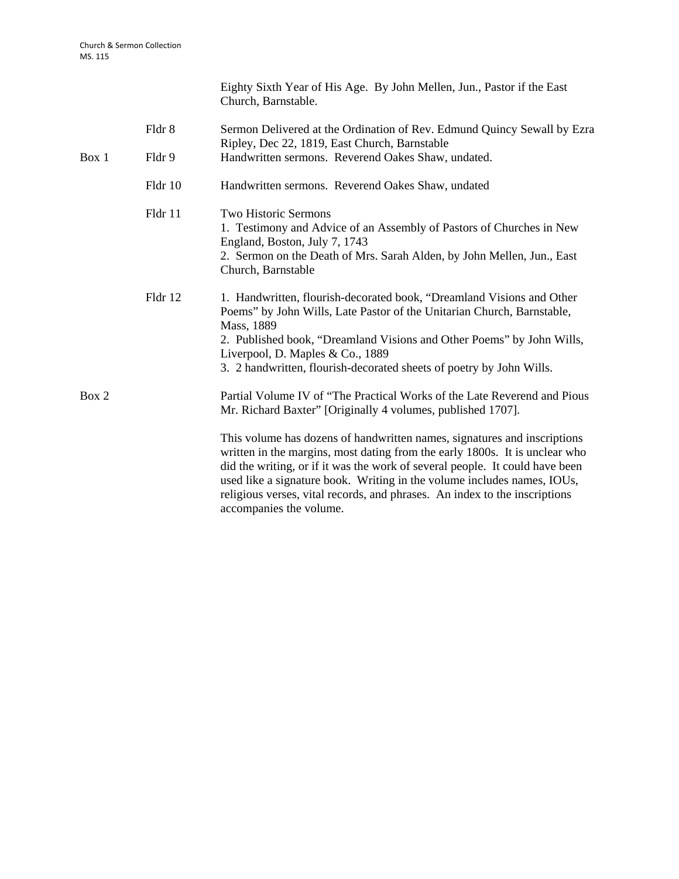| | | |
|---|---|---|
| | | Eighty Sixth Year of His Age. By John Mellen, Jun., Pastor if the East Church, Barnstable. |
| | Fldr 8 | Sermon Delivered at the Ordination of Rev. Edmund Quincy Sewall by Ezra Ripley, Dec 22, 1819, East Church, Barnstable |
| Box 1 | Fldr 9 | Handwritten sermons. Reverend Oakes Shaw, undated. |
| | Fldr 10 | Handwritten sermons. Reverend Oakes Shaw, undated |
| | Fldr 11 | Two Historic Sermons<br>1. Testimony and Advice of an Assembly of Pastors of Churches in New England, Boston, July 7, 1743<br>2. Sermon on the Death of Mrs. Sarah Alden, by John Mellen, Jun., East Church, Barnstable |
| | Fldr 12 | 1. Handwritten, flourish-decorated book, "Dreamland Visions and Other Poems" by John Wills, Late Pastor of the Unitarian Church, Barnstable, Mass, 1889<br>2. Published book, "Dreamland Visions and Other Poems" by John Wills, Liverpool, D. Maples & Co., 1889<br>3. 2 handwritten, flourish-decorated sheets of poetry by John Wills. |
| Box 2 | | Partial Volume IV of "The Practical Works of the Late Reverend and Pious Mr. Richard Baxter" [Originally 4 volumes, published 1707].<br><br>This volume has dozens of handwritten names, signatures and inscriptions written in the margins, most dating from the early 1800s. It is unclear who did the writing, or if it was the work of several people. It could have been used like a signature book. Writing in the volume includes names, IOUs, religious verses, vital records, and phrases. An index to the inscriptions accompanies the volume. |